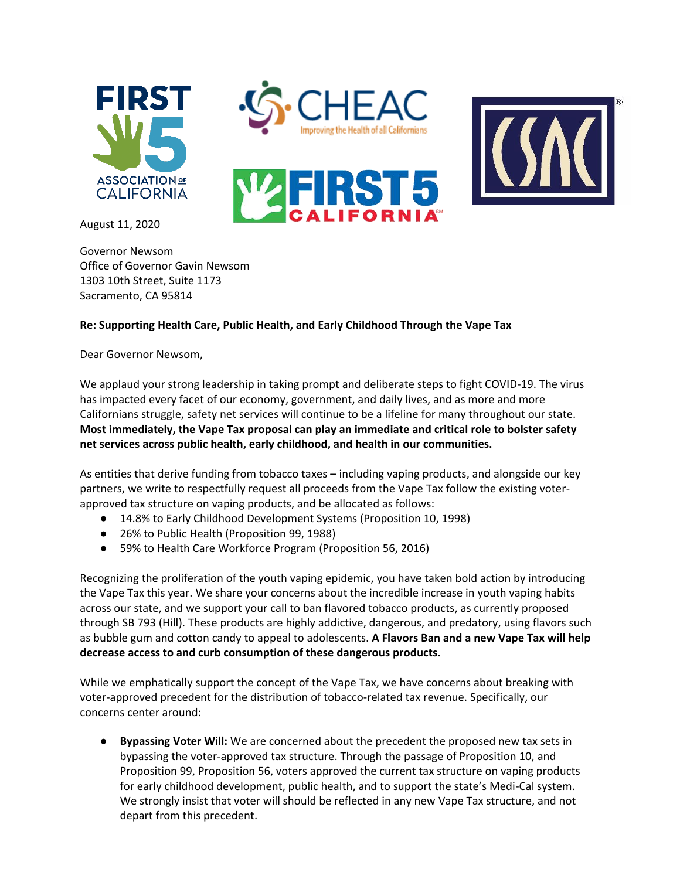August 11, 2020

Governor Newsom
Office of Governor Gavin Newsom
1303 10th Street, Suite 1173
Sacramento, CA 95814

**Re: Supporting Health Care, Public Health, and Early Childhood Through the Vape Tax**

Dear Governor Newsom,

We applaud your strong leadership in taking prompt and deliberate steps to fight COVID-19. The virus has impacted every facet of our economy, government, and daily lives, and as more and more Californians struggle, safety net services will continue to be a lifeline for many throughout our state. **Most immediately, the Vape Tax proposal can play an immediate and critical role to bolster safety net services across public health, early childhood, and health in our communities.**

As entities that derive funding from tobacco taxes – including vaping products, and alongside our key partners, we write to respectfully request all proceeds from the Vape Tax follow the existing voter-approved tax structure on vaping products, and be allocated as follows:

- 14.8% to Early Childhood Development Systems (Proposition 10, 1998)
- 26% to Public Health (Proposition 99, 1988)
- 59% to Health Care Workforce Program (Proposition 56, 2016)

Recognizing the proliferation of the youth vaping epidemic, you have taken bold action by introducing the Vape Tax this year. We share your concerns about the incredible increase in youth vaping habits across our state, and we support your call to ban flavored tobacco products, as currently proposed through SB 793 (Hill). These products are highly addictive, dangerous, and predatory, using flavors such as bubble gum and cotton candy to appeal to adolescents. **A Flavors Ban and a new Vape Tax will help decrease access to and curb consumption of these dangerous products.**

While we emphatically support the concept of the Vape Tax, we have concerns about breaking with voter-approved precedent for the distribution of tobacco-related tax revenue. Specifically, our concerns center around:

- **Bypassing Voter Will:** We are concerned about the precedent the proposed new tax sets in bypassing the voter-approved tax structure. Through the passage of Proposition 10, and Proposition 99, Proposition 56, voters approved the current tax structure on vaping products for early childhood development, public health, and to support the state's Medi-Cal system. We strongly insist that voter will should be reflected in any new Vape Tax structure, and not depart from this precedent.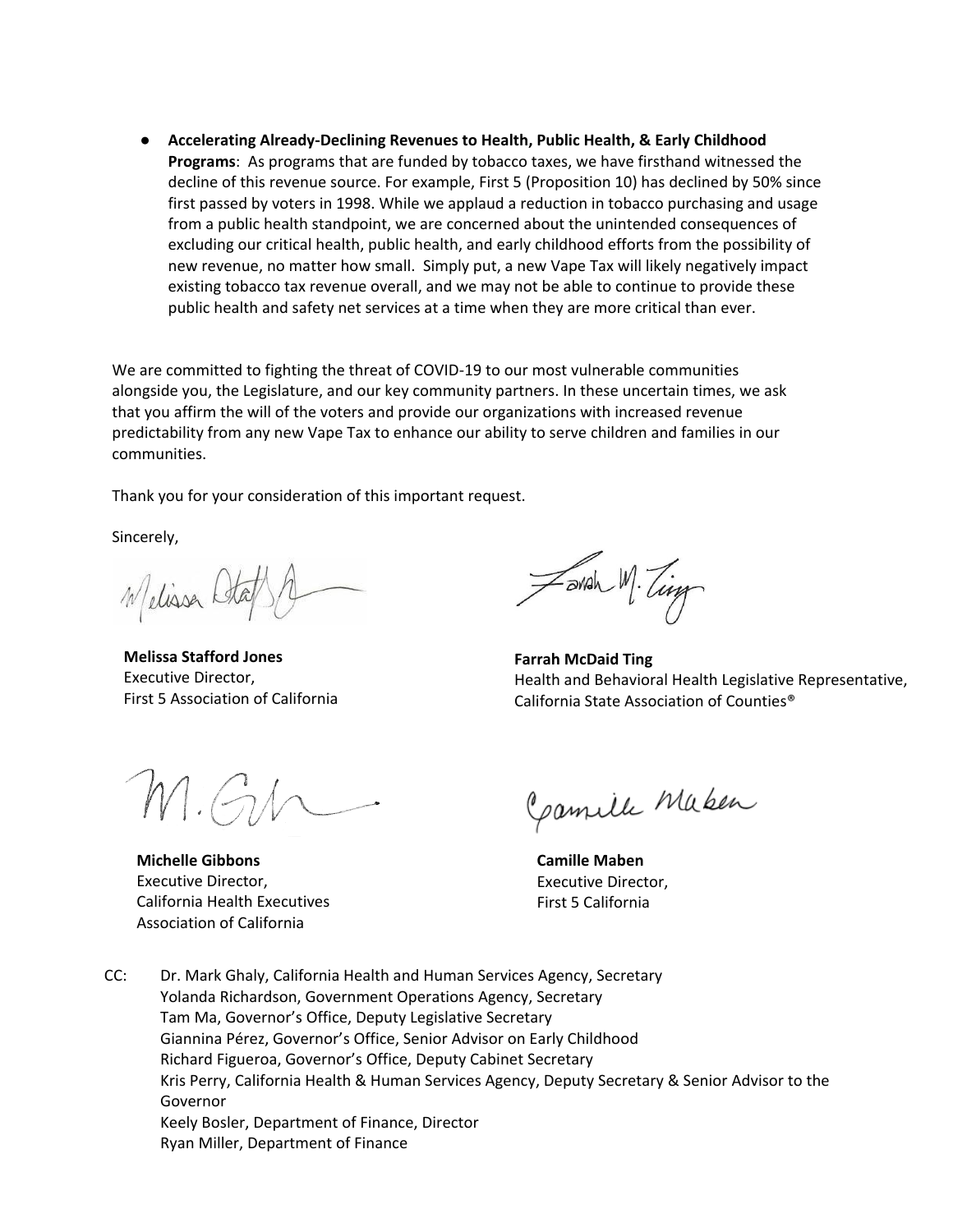- **Accelerating Already-Declining Revenues to Health, Public Health, & Early Childhood Programs**: As programs that are funded by tobacco taxes, we have firsthand witnessed the decline of this revenue source. For example, First 5 (Proposition 10) has declined by 50% since first passed by voters in 1998. While we applaud a reduction in tobacco purchasing and usage from a public health standpoint, we are concerned about the unintended consequences of excluding our critical health, public health, and early childhood efforts from the possibility of new revenue, no matter how small. Simply put, a new Vape Tax will likely negatively impact existing tobacco tax revenue overall, and we may not be able to continue to provide these public health and safety net services at a time when they are more critical than ever.

We are committed to fighting the threat of COVID-19 to our most vulnerable communities alongside you, the Legislature, and our key community partners. In these uncertain times, we ask that you affirm the will of the voters and provide our organizations with increased revenue predictability from any new Vape Tax to enhance our ability to serve children and families in our communities.

Thank you for your consideration of this important request.

Sincerely,

**Melissa Stafford Jones**
Executive Director,
First 5 Association of California

**Farrah McDaid Ting**
Health and Behavioral Health Legislative Representative,
California State Association of Counties®

**Michelle Gibbons**
Executive Director,
California Health Executives
Association of California

**Camille Maben**
Executive Director,
First 5 California

CC: Dr. Mark Ghaly, California Health and Human Services Agency, Secretary
Yolanda Richardson, Government Operations Agency, Secretary
Tam Ma, Governor's Office, Deputy Legislative Secretary
Giannina Pérez, Governor's Office, Senior Advisor on Early Childhood
Richard Figueroa, Governor's Office, Deputy Cabinet Secretary
Kris Perry, California Health & Human Services Agency, Deputy Secretary & Senior Advisor to the Governor
Keely Bosler, Department of Finance, Director
Ryan Miller, Department of Finance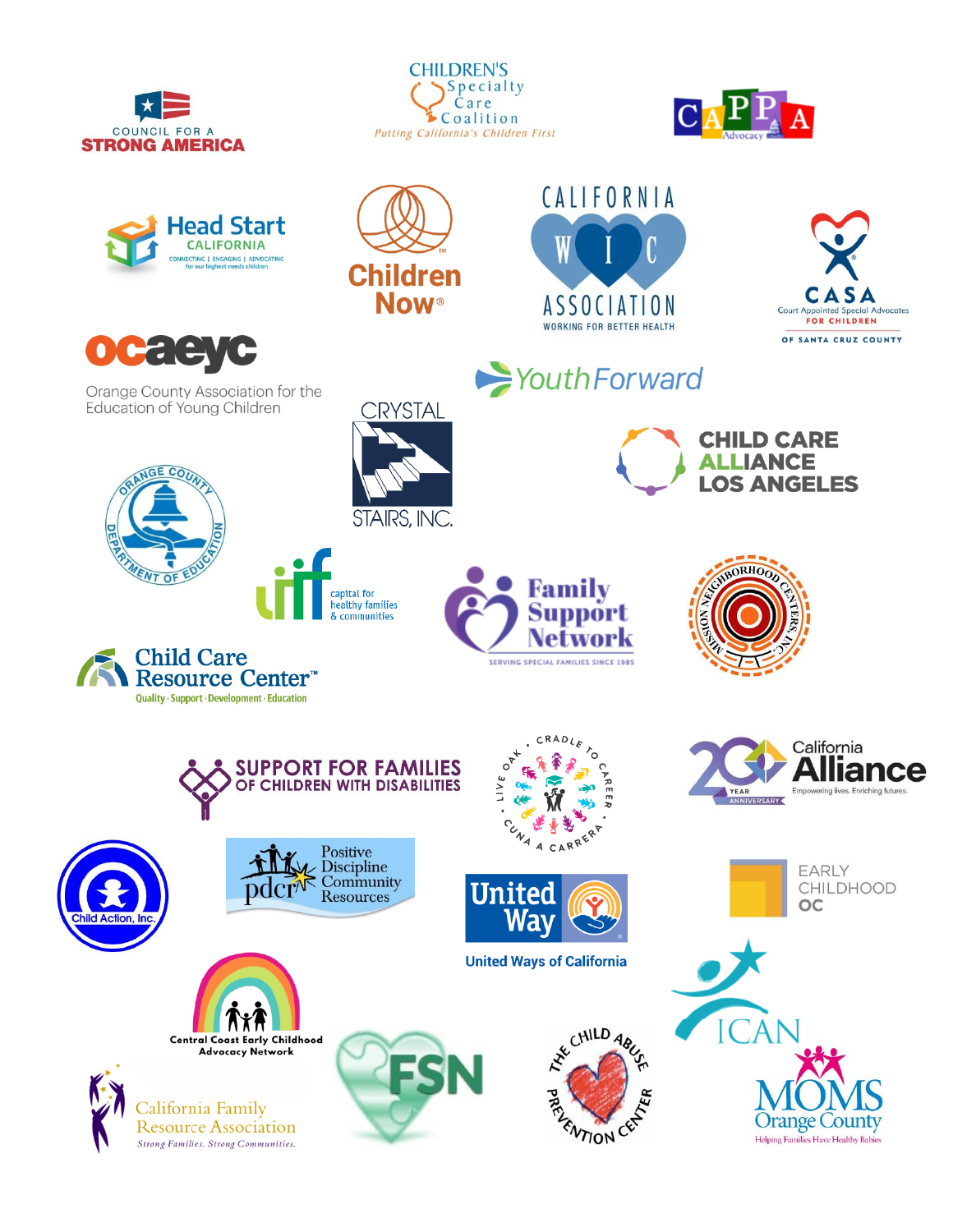COUNCIL FOR A STRONG AMERICA

CHILDREN'S Specialty Care Coalition
*Putting California's Children First*

CAPPA Advocacy

Head Start CALIFORNIA
CONNECTING | ENGAGING | ADVOCATING for our highest needs children

Children Now

CALIFORNIA WIC ASSOCIATION
WORKING FOR BETTER HEALTH

CASA
Court Appointed Special Advocates FOR CHILDREN
OF SANTA CRUZ COUNTY

ocaeyc
Orange County Association for the Education of Young Children

YouthForward

CRYSTAL STAIRS, INC.

CHILD CARE ALLIANCE LOS ANGELES

ORANGE COUNTY DEPARTMENT OF EDUCATION

iff capital for healthy families & communities

Family Support Network
SERVING SPECIAL FAMILIES SINCE 1985

MISSION NEIGHBORHOOD CENTERS, INC.

Child Care Resource Center
Quality · Support · Development · Education

SUPPORT FOR FAMILIES OF CHILDREN WITH DISABILITIES

LIVE OAK · CRADLE TO CAREER · CUNA A CARRERA

20 YEAR ANNIVERSARY California Alliance
Empowering lives. Enriching futures.

Child Action, Inc.

pdcr Positive Discipline Community Resources

United Way
United Ways of California

EARLY CHILDHOOD OC

ICAN

Central Coast Early Childhood Advocacy Network

California Family Resource Association
*Strong Families. Strong Communities.*

FSN

THE CHILD ABUSE PREVENTION CENTER

MOMS Orange County
Helping Families Have Healthy Babies